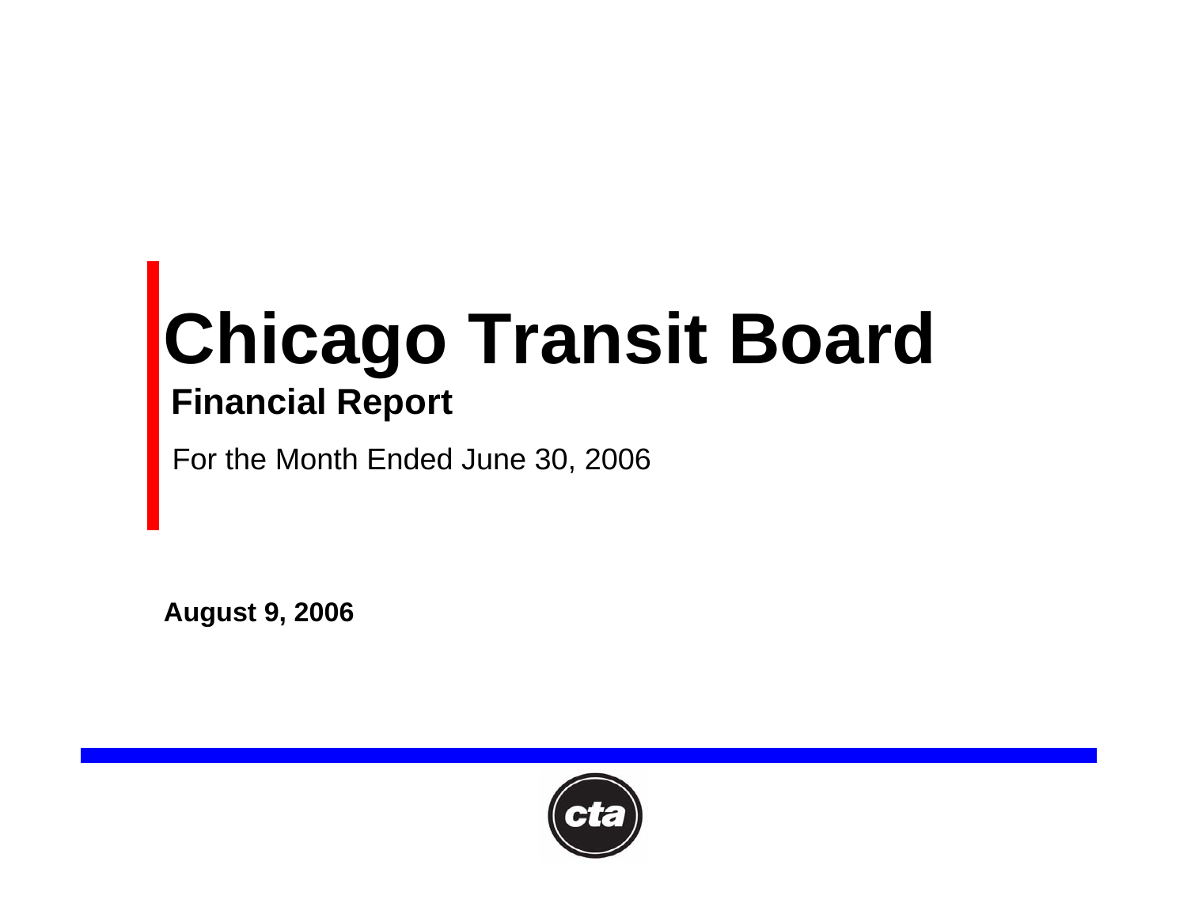# Chicago Transit Board

## Financial Report

For the Month Ended June 30, 2006

**August 9, 2006**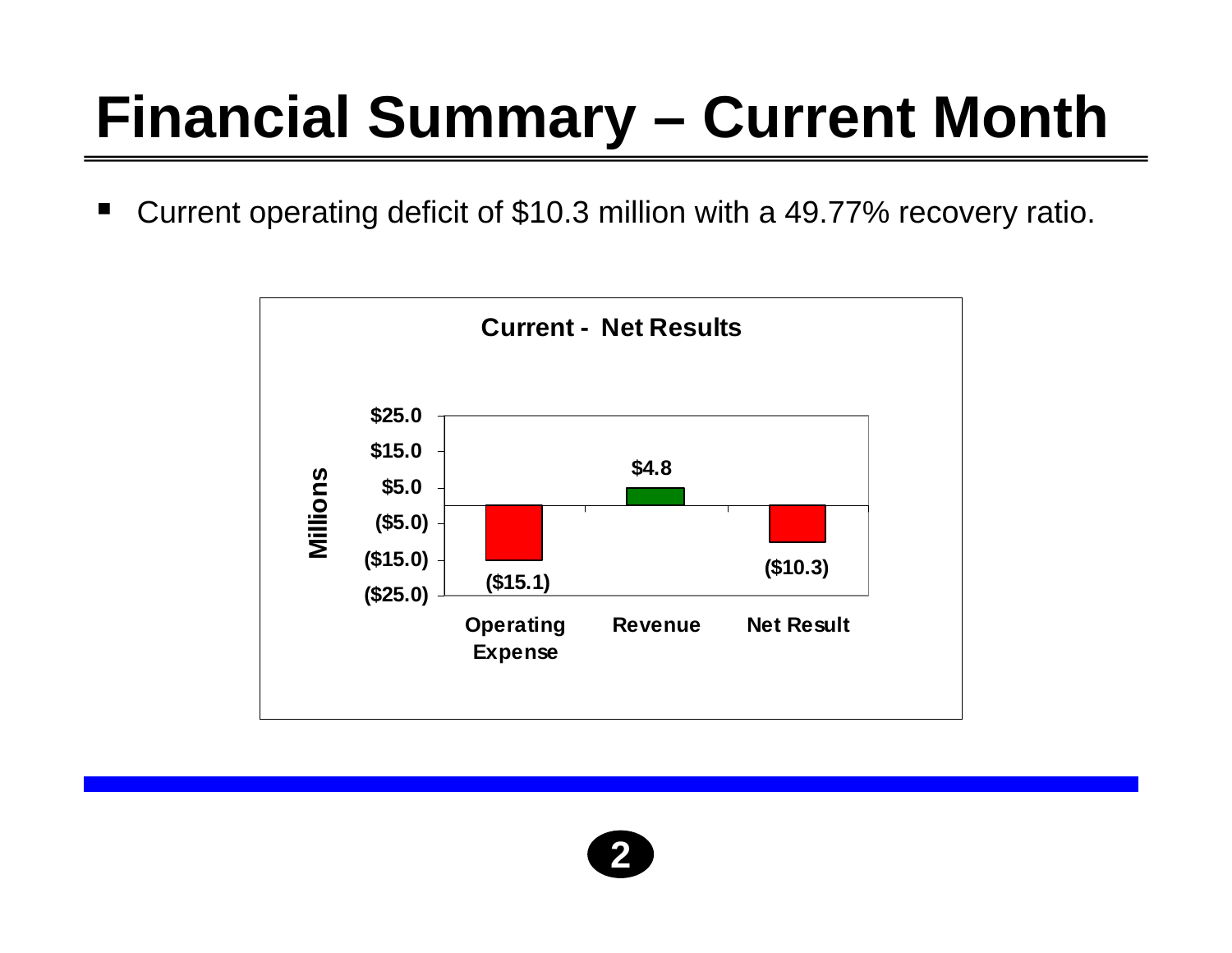# Financial Summary – Current Month

- Current operating deficit of $10.3 million with a 49.77% recovery ratio.

**Current - Net Results**

| | Operating Expense | Revenue | Net Result |
|---|---|---|---|
| Millions | ($15.1) | $4.8 | ($10.3) |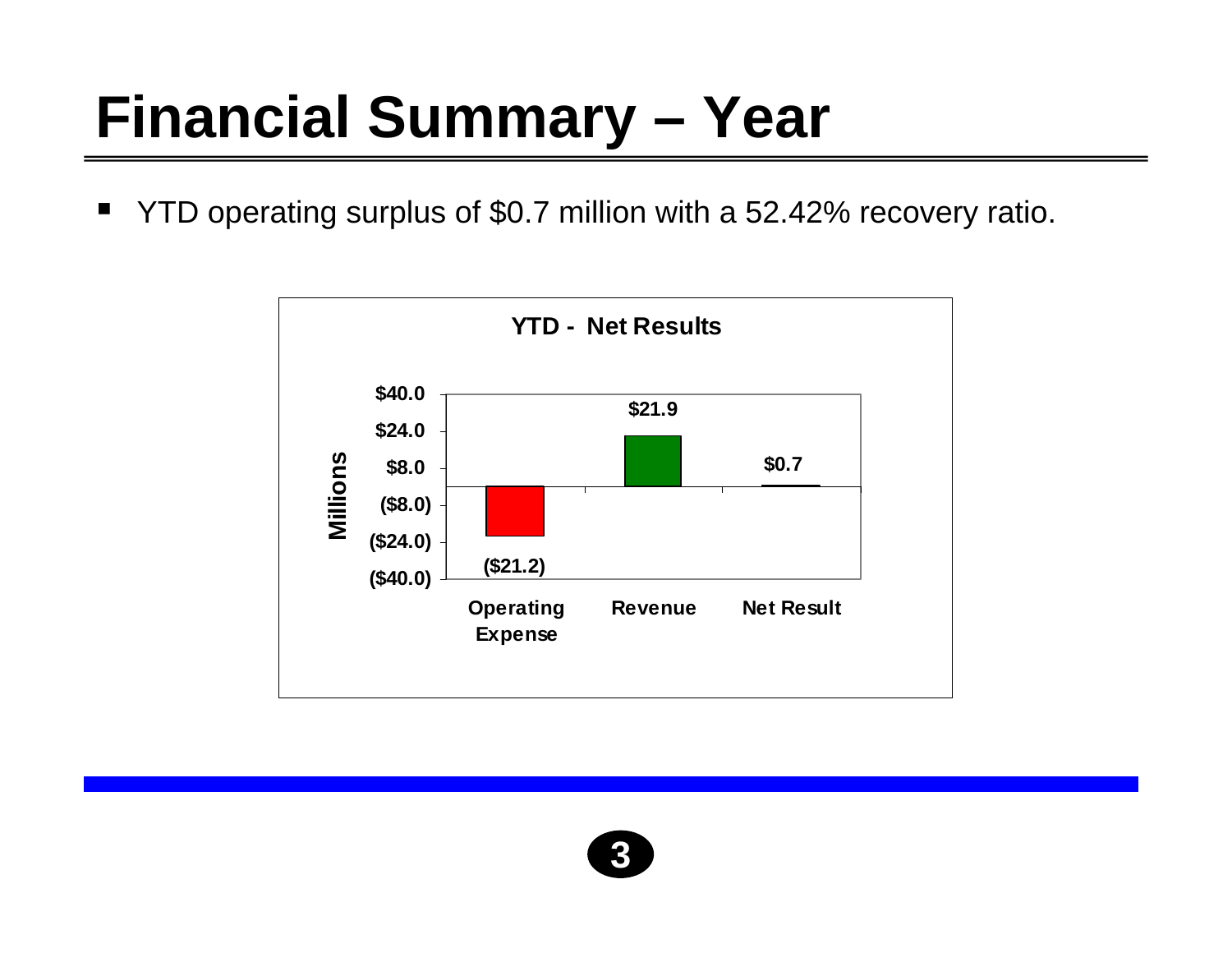# Financial Summary – Year

- YTD operating surplus of $0.7 million with a 52.42% recovery ratio.

**YTD - Net Results**

| | Operating Expense | Revenue | Net Result |
|---|---|---|---|
| Millions | ($21.2) | $21.9 | $0.7 |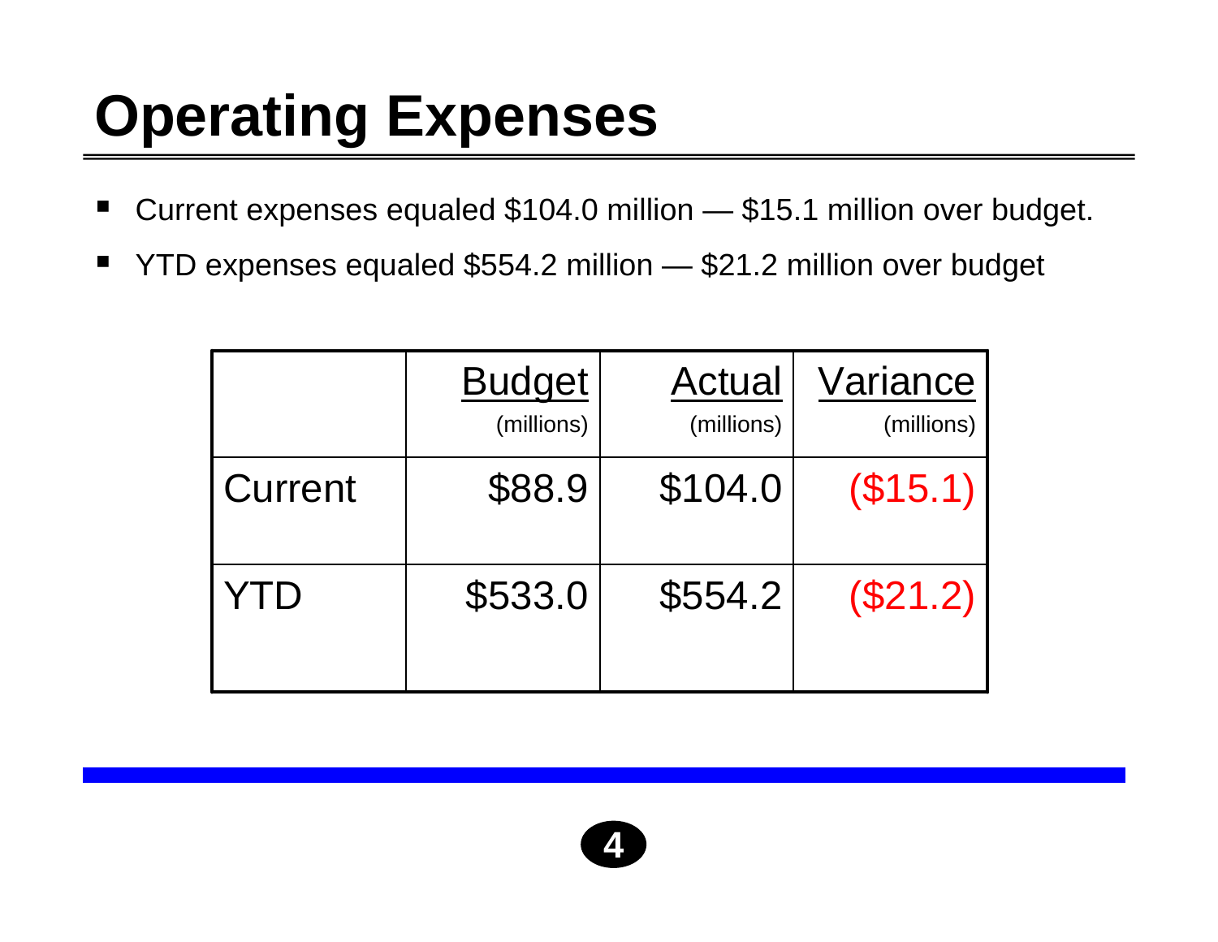# Operating Expenses

- Current expenses equaled $104.0 million — $15.1 million over budget.
- YTD expenses equaled $554.2 million — $21.2 million over budget

| | Budget (millions) | Actual (millions) | Variance (millions) |
|---|---|---|---|
| Current | $88.9 | $104.0 | ($15.1) |
| YTD | $533.0 | $554.2 | ($21.2) |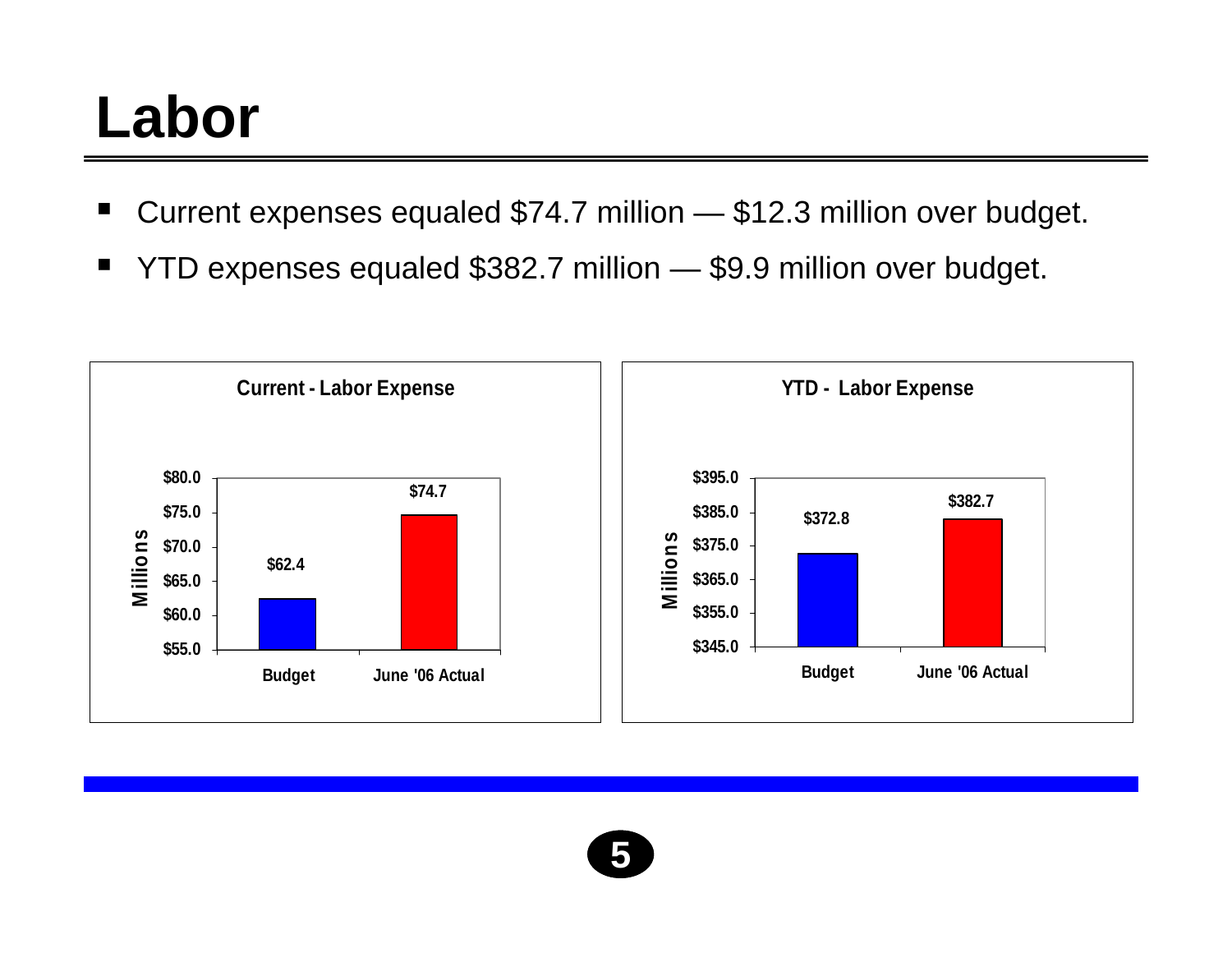# Labor

- Current expenses equaled $74.7 million — $12.3 million over budget.
- YTD expenses equaled $382.7 million — $9.9 million over budget.

**Current - Labor Expense**

| | Millions |
|---|---|
| Budget | $62.4 |
| June '06 Actual | $74.7 |

**YTD - Labor Expense**

| | Millions |
|---|---|
| Budget | $372.8 |
| June '06 Actual | $382.7 |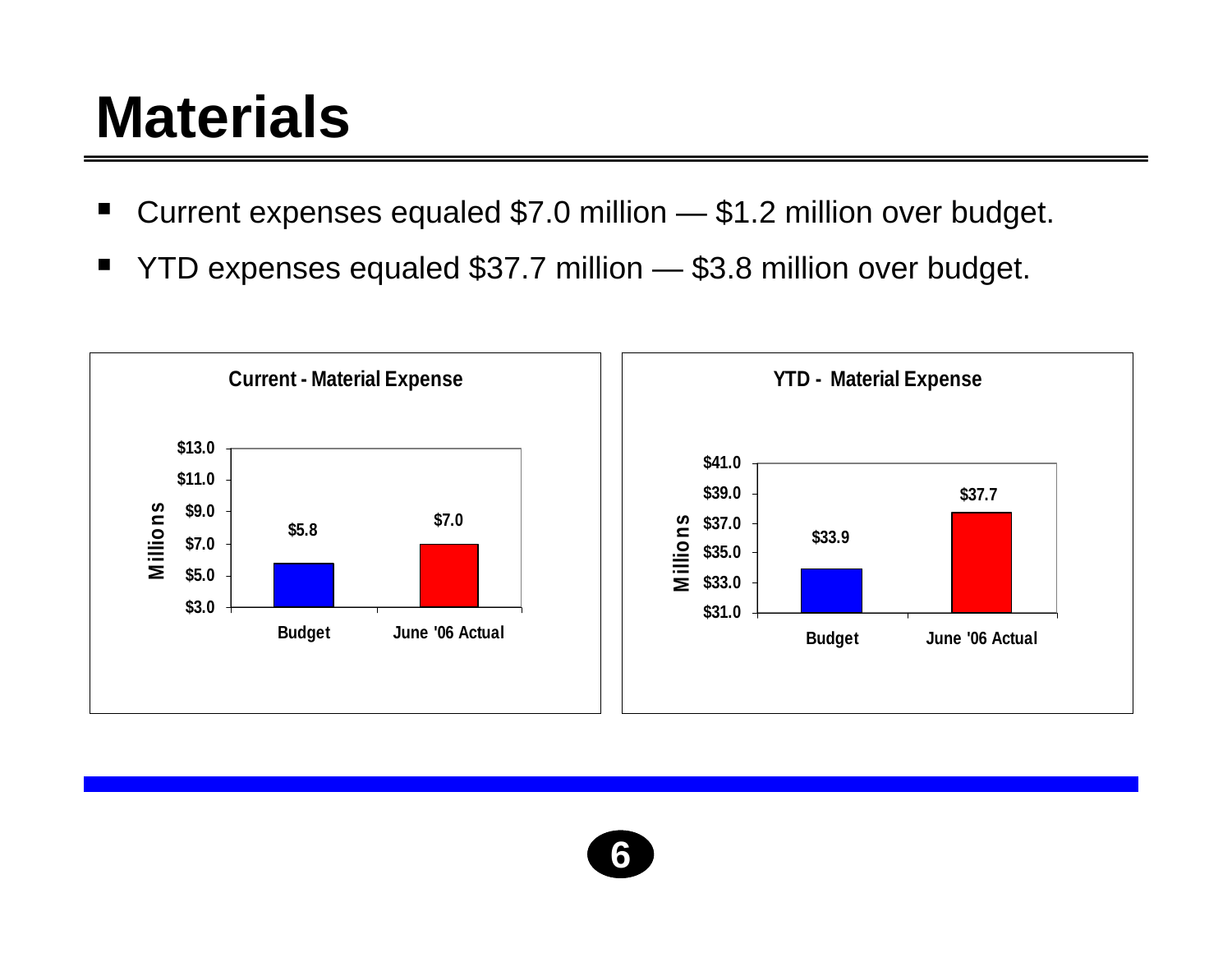# Materials

- Current expenses equaled $7.0 million — $1.2 million over budget.
- YTD expenses equaled $37.7 million — $3.8 million over budget.

**Current - Material Expense**

| | Budget | June '06 Actual |
|---|---|---|
| Millions | $5.8 | $7.0 |

**YTD - Material Expense**

| | Budget | June '06 Actual |
|---|---|---|
| Millions | $33.9 | $37.7 |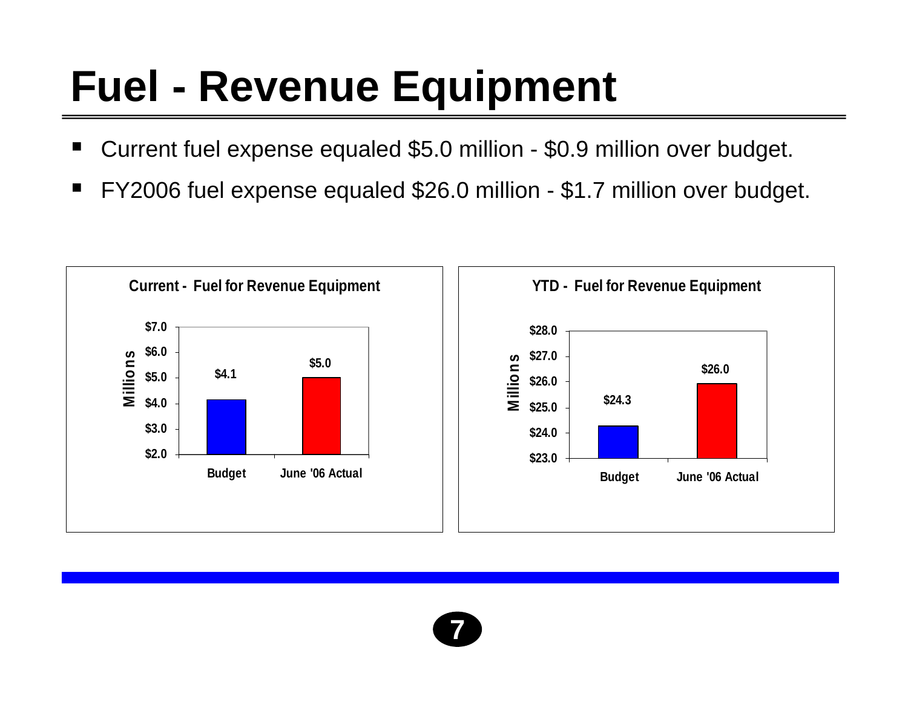# Fuel - Revenue Equipment

- Current fuel expense equaled $5.0 million - $0.9 million over budget.
- FY2006 fuel expense equaled $26.0 million - $1.7 million over budget.

**Current - Fuel for Revenue Equipment**

| | Millions |
|---|---|
| Budget | $4.1 |
| June '06 Actual | $5.0 |

**YTD - Fuel for Revenue Equipment**

| | Millions |
|---|---|
| Budget | $24.3 |
| June '06 Actual | $26.0 |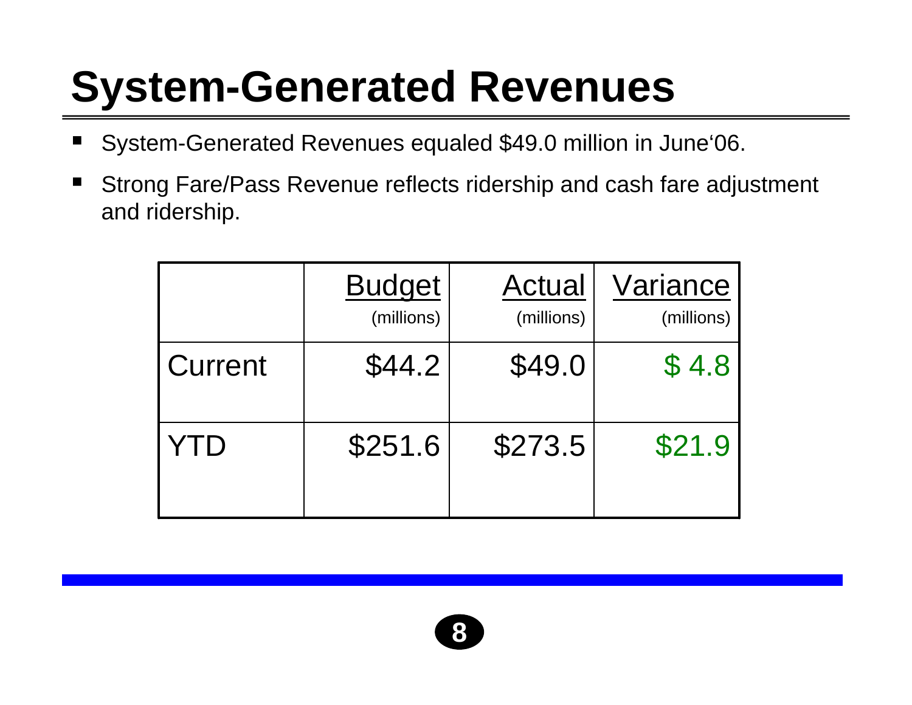# System-Generated Revenues

- System-Generated Revenues equaled $49.0 million in June'06.
- Strong Fare/Pass Revenue reflects ridership and cash fare adjustment and ridership.

| | Budget (millions) | Actual (millions) | Variance (millions) |
|---|---|---|---|
| Current | $44.2 | $49.0 | $ 4.8 |
| YTD | $251.6 | $273.5 | $21.9 |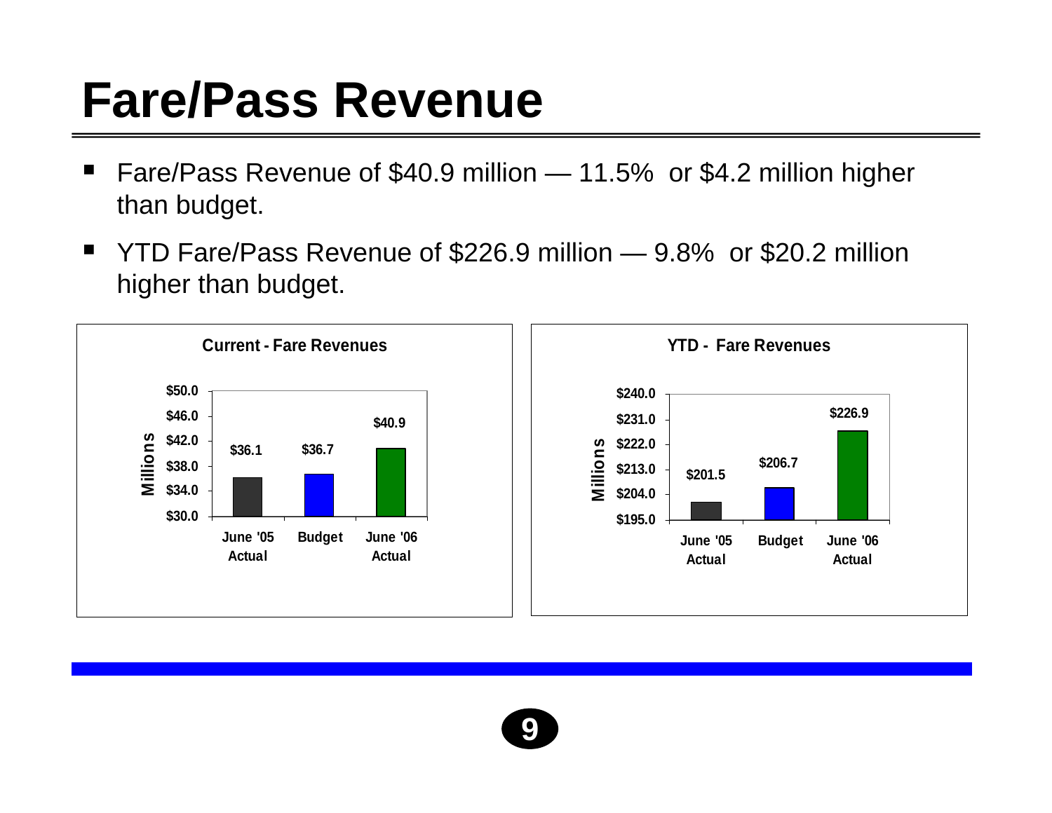# Fare/Pass Revenue

- Fare/Pass Revenue of $40.9 million — 11.5% or $4.2 million higher than budget.
- YTD Fare/Pass Revenue of $226.9 million — 9.8% or $20.2 million higher than budget.

**Current - Fare Revenues** (Millions)

| | June '05 Actual | Budget | June '06 Actual |
|---|---|---|---|
| Fare Revenues | $36.1 | $36.7 | $40.9 |

**YTD - Fare Revenues** (Millions)

| | June '05 Actual | Budget | June '06 Actual |
|---|---|---|---|
| Fare Revenues | $201.5 | $206.7 | $226.9 |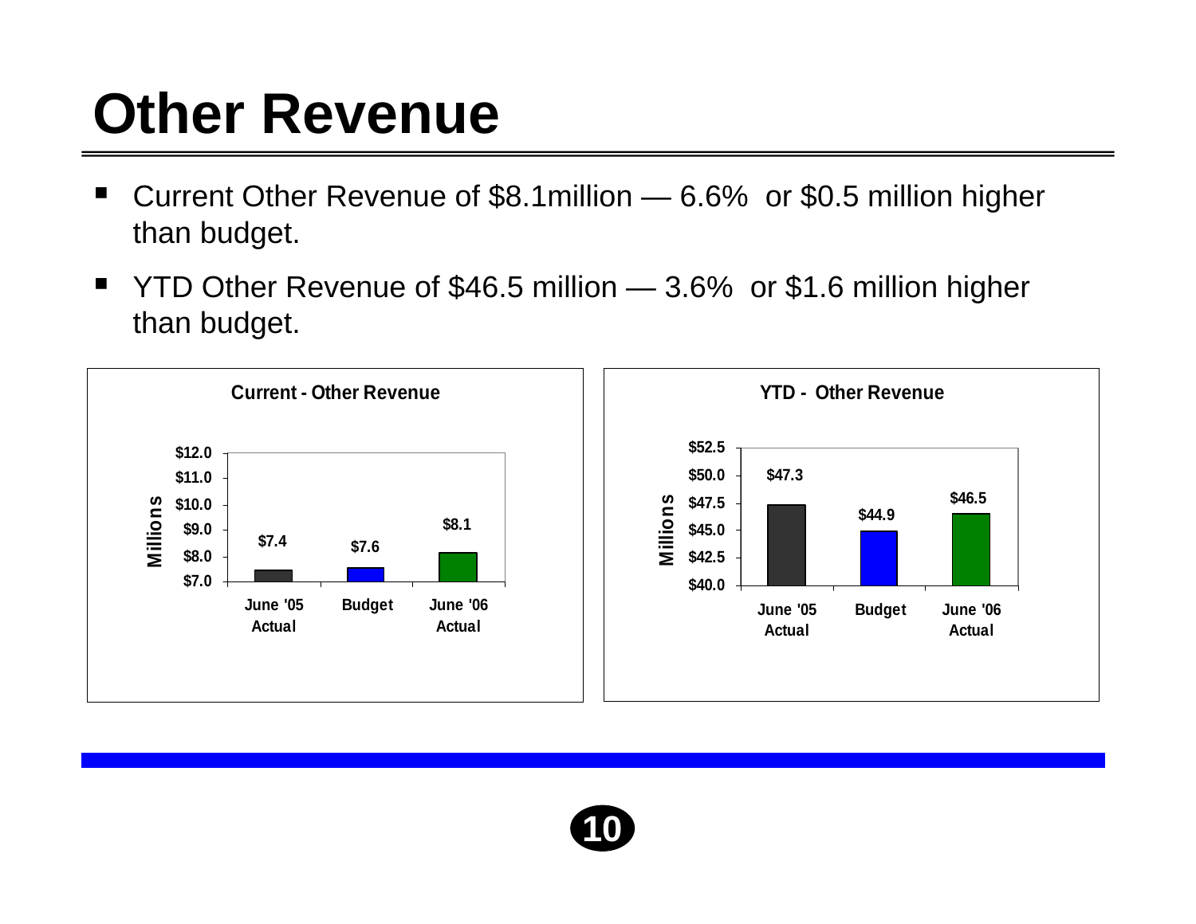# Other Revenue

- Current Other Revenue of $8.1million — 6.6% or $0.5 million higher than budget.
- YTD Other Revenue of $46.5 million — 3.6% or $1.6 million higher than budget.

**Current - Other Revenue**

| | June '05 Actual | Budget | June '06 Actual |
|---|---|---|---|
| Millions | $7.4 | $7.6 | $8.1 |

**YTD - Other Revenue**

| | June '05 Actual | Budget | June '06 Actual |
|---|---|---|---|
| Millions | $47.3 | $44.9 | $46.5 |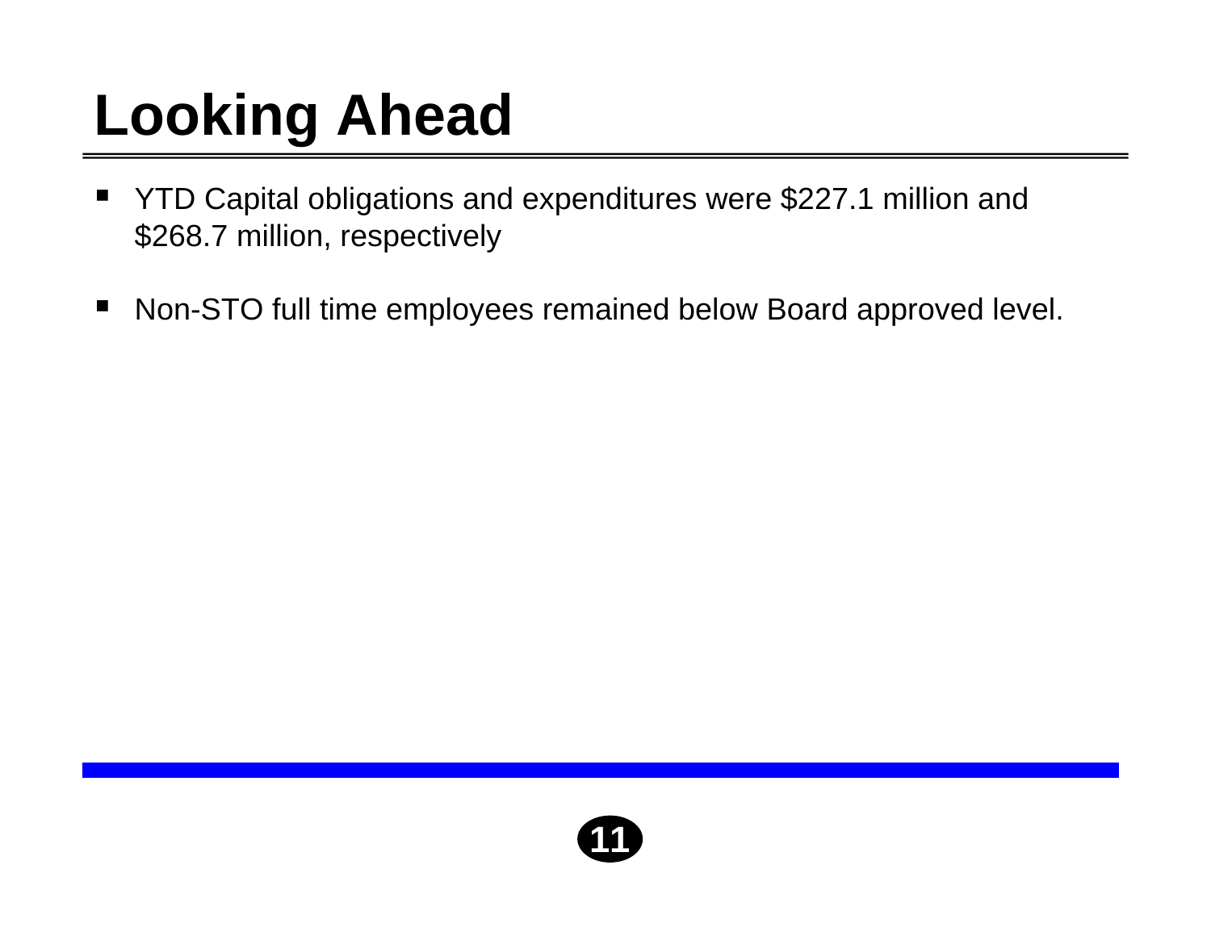# Looking Ahead

- YTD Capital obligations and expenditures were $227.1 million and $268.7 million, respectively
- Non-STO full time employees remained below Board approved level.